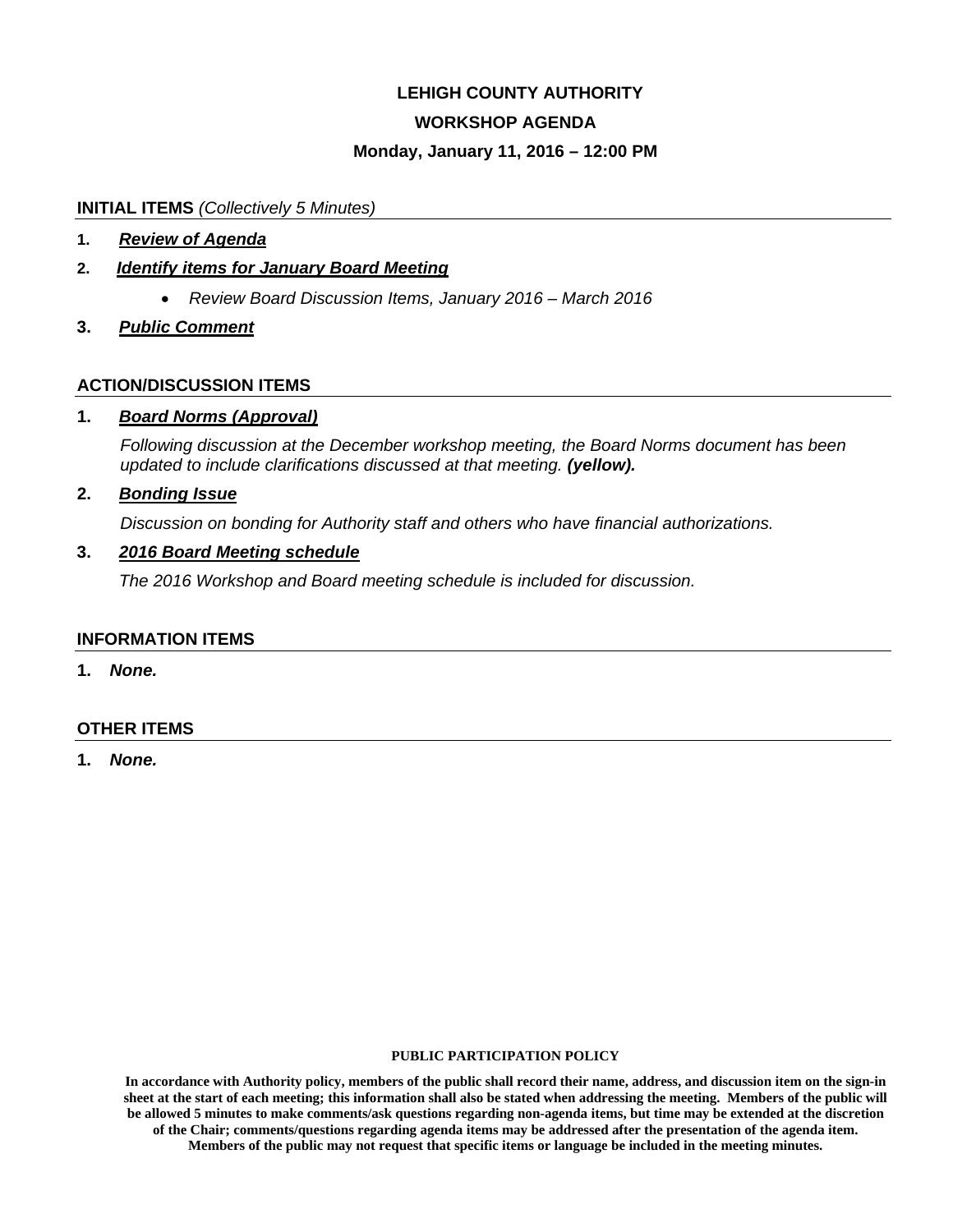# LEHIGH COUNTY AUTHORITY

## WORKSHOP AGENDA

### Monday, January 11, 2016 – 12:00 PM

**INITIAL ITEMS** *(Collectively 5 Minutes)*

1. ***Review of Agenda***
2. ***Identify items for January Board Meeting***
   - *Review Board Discussion Items, January 2016 – March 2016*
3. ***Public Comment***

**ACTION/DISCUSSION ITEMS**

1. ***Board Norms (Approval)***

   *Following discussion at the December workshop meeting, the Board Norms document has been updated to include clarifications discussed at that meeting.* ***(yellow).***

2. ***Bonding Issue***

   *Discussion on bonding for Authority staff and others who have financial authorizations.*

3. ***2016 Board Meeting schedule***

   *The 2016 Workshop and Board meeting schedule is included for discussion.*

**INFORMATION ITEMS**

1. ***None.***

**OTHER ITEMS**

1. ***None.***

**PUBLIC PARTICIPATION POLICY**

**In accordance with Authority policy, members of the public shall record their name, address, and discussion item on the sign-in sheet at the start of each meeting; this information shall also be stated when addressing the meeting. Members of the public will be allowed 5 minutes to make comments/ask questions regarding non-agenda items, but time may be extended at the discretion of the Chair; comments/questions regarding agenda items may be addressed after the presentation of the agenda item. Members of the public may not request that specific items or language be included in the meeting minutes.**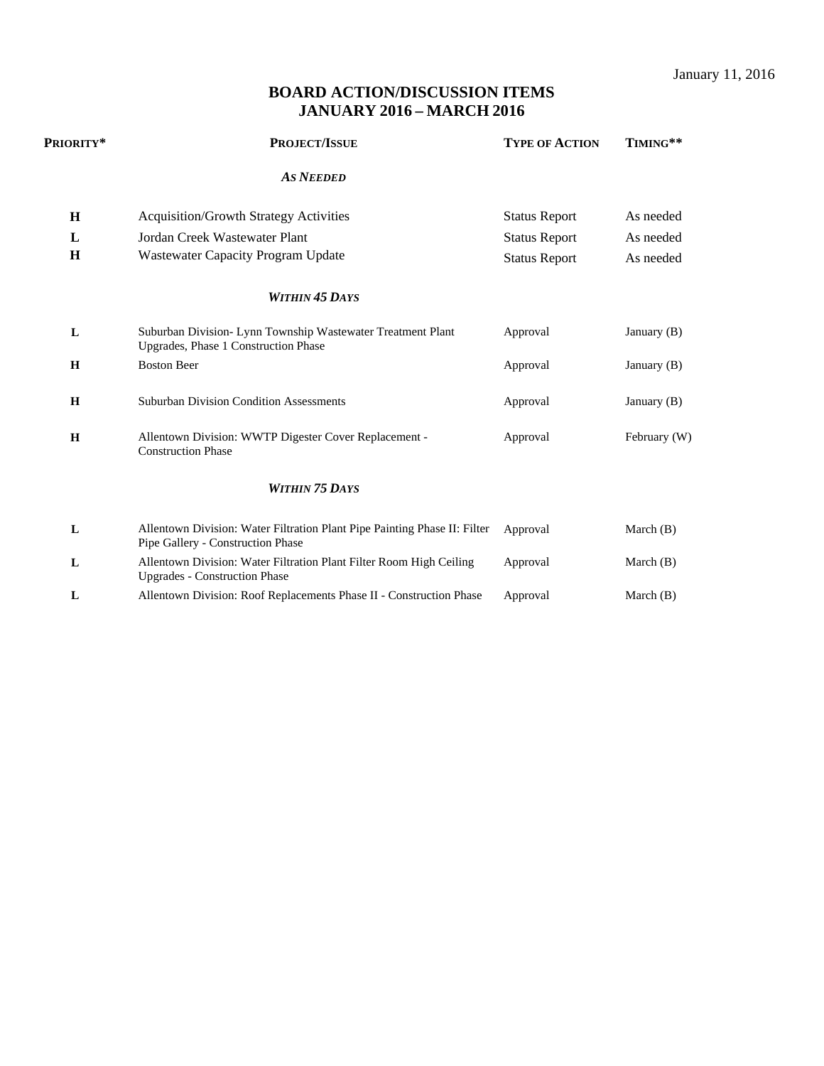January 11, 2016

# BOARD ACTION/DISCUSSION ITEMS
## JANUARY 2016 – MARCH 2016

| PRIORITY* | PROJECT/ISSUE | TYPE OF ACTION | TIMING** |
|---|---|---|---|
| | ***AS NEEDED*** | | |
| **H** | Acquisition/Growth Strategy Activities | Status Report | As needed |
| **L** | Jordan Creek Wastewater Plant | Status Report | As needed |
| **H** | Wastewater Capacity Program Update | Status Report | As needed |
| | ***WITHIN 45 DAYS*** | | |
| **L** | Suburban Division- Lynn Township Wastewater Treatment Plant Upgrades, Phase 1 Construction Phase | Approval | January (B) |
| **H** | Boston Beer | Approval | January (B) |
| **H** | Suburban Division Condition Assessments | Approval | January (B) |
| **H** | Allentown Division: WWTP Digester Cover Replacement - Construction Phase | Approval | February (W) |
| | ***WITHIN 75 DAYS*** | | |
| **L** | Allentown Division: Water Filtration Plant Pipe Painting Phase II: Filter Pipe Gallery - Construction Phase | Approval | March (B) |
| **L** | Allentown Division: Water Filtration Plant Filter Room High Ceiling Upgrades - Construction Phase | Approval | March (B) |
| **L** | Allentown Division: Roof Replacements Phase II - Construction Phase | Approval | March (B) |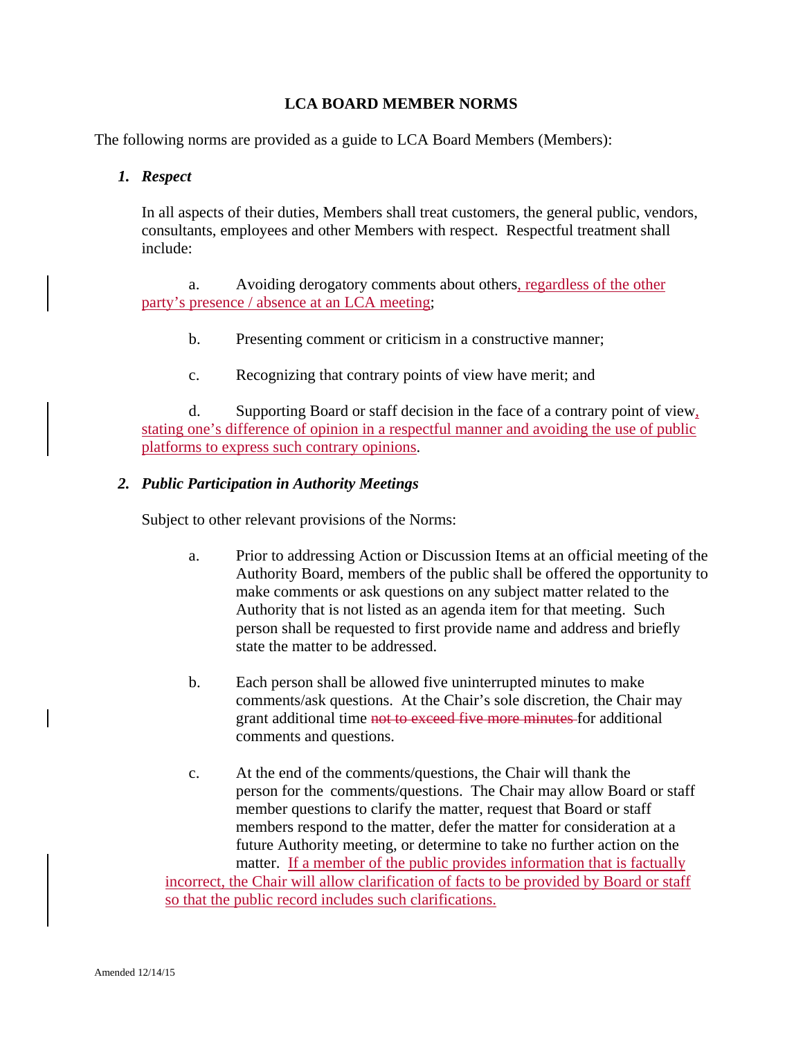# LCA BOARD MEMBER NORMS

The following norms are provided as a guide to LCA Board Members (Members):

1. ***Respect***

   In all aspects of their duties, Members shall treat customers, the general public, vendors, consultants, employees and other Members with respect. Respectful treatment shall include:

   a. Avoiding derogatory comments about others, regardless of the other party's presence / absence at an LCA meeting;

   b. Presenting comment or criticism in a constructive manner;

   c. Recognizing that contrary points of view have merit; and

   d. Supporting Board or staff decision in the face of a contrary point of view, stating one's difference of opinion in a respectful manner and avoiding the use of public platforms to express such contrary opinions.

2. ***Public Participation in Authority Meetings***

   Subject to other relevant provisions of the Norms:

   a. Prior to addressing Action or Discussion Items at an official meeting of the Authority Board, members of the public shall be offered the opportunity to make comments or ask questions on any subject matter related to the Authority that is not listed as an agenda item for that meeting. Such person shall be requested to first provide name and address and briefly state the matter to be addressed.

   b. Each person shall be allowed five uninterrupted minutes to make comments/ask questions. At the Chair's sole discretion, the Chair may grant additional time ~~not to exceed five more minutes~~ for additional comments and questions.

   c. At the end of the comments/questions, the Chair will thank the person for the comments/questions. The Chair may allow Board or staff member questions to clarify the matter, request that Board or staff members respond to the matter, defer the matter for consideration at a future Authority meeting, or determine to take no further action on the matter. If a member of the public provides information that is factually incorrect, the Chair will allow clarification of facts to be provided by Board or staff so that the public record includes such clarifications.

Amended 12/14/15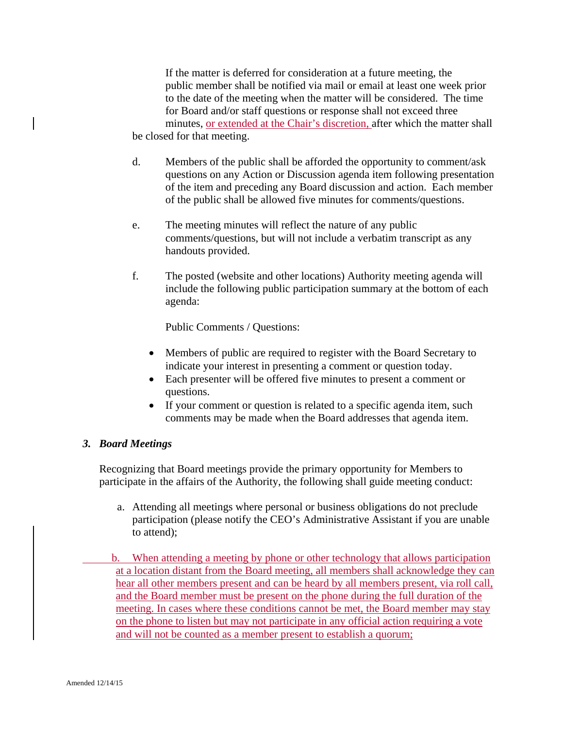If the matter is deferred for consideration at a future meeting, the public member shall be notified via mail or email at least one week prior to the date of the meeting when the matter will be considered. The time for Board and/or staff questions or response shall not exceed three minutes, <u>or extended at the Chair's discretion,</u> after which the matter shall be closed for that meeting.

d. Members of the public shall be afforded the opportunity to comment/ask questions on any Action or Discussion agenda item following presentation of the item and preceding any Board discussion and action. Each member of the public shall be allowed five minutes for comments/questions.

e. The meeting minutes will reflect the nature of any public comments/questions, but will not include a verbatim transcript as any handouts provided.

f. The posted (website and other locations) Authority meeting agenda will include the following public participation summary at the bottom of each agenda:

Public Comments / Questions:

- Members of public are required to register with the Board Secretary to indicate your interest in presenting a comment or question today.
- Each presenter will be offered five minutes to present a comment or questions.
- If your comment or question is related to a specific agenda item, such comments may be made when the Board addresses that agenda item.

### 3. *Board Meetings*

Recognizing that Board meetings provide the primary opportunity for Members to participate in the affairs of the Authority, the following shall guide meeting conduct:

a. Attending all meetings where personal or business obligations do not preclude participation (please notify the CEO's Administrative Assistant if you are unable to attend);

<u>b. When attending a meeting by phone or other technology that allows participation at a location distant from the Board meeting, all members shall acknowledge they can hear all other members present and can be heard by all members present, via roll call, and the Board member must be present on the phone during the full duration of the meeting. In cases where these conditions cannot be met, the Board member may stay on the phone to listen but may not participate in any official action requiring a vote and will not be counted as a member present to establish a quorum;</u>

Amended 12/14/15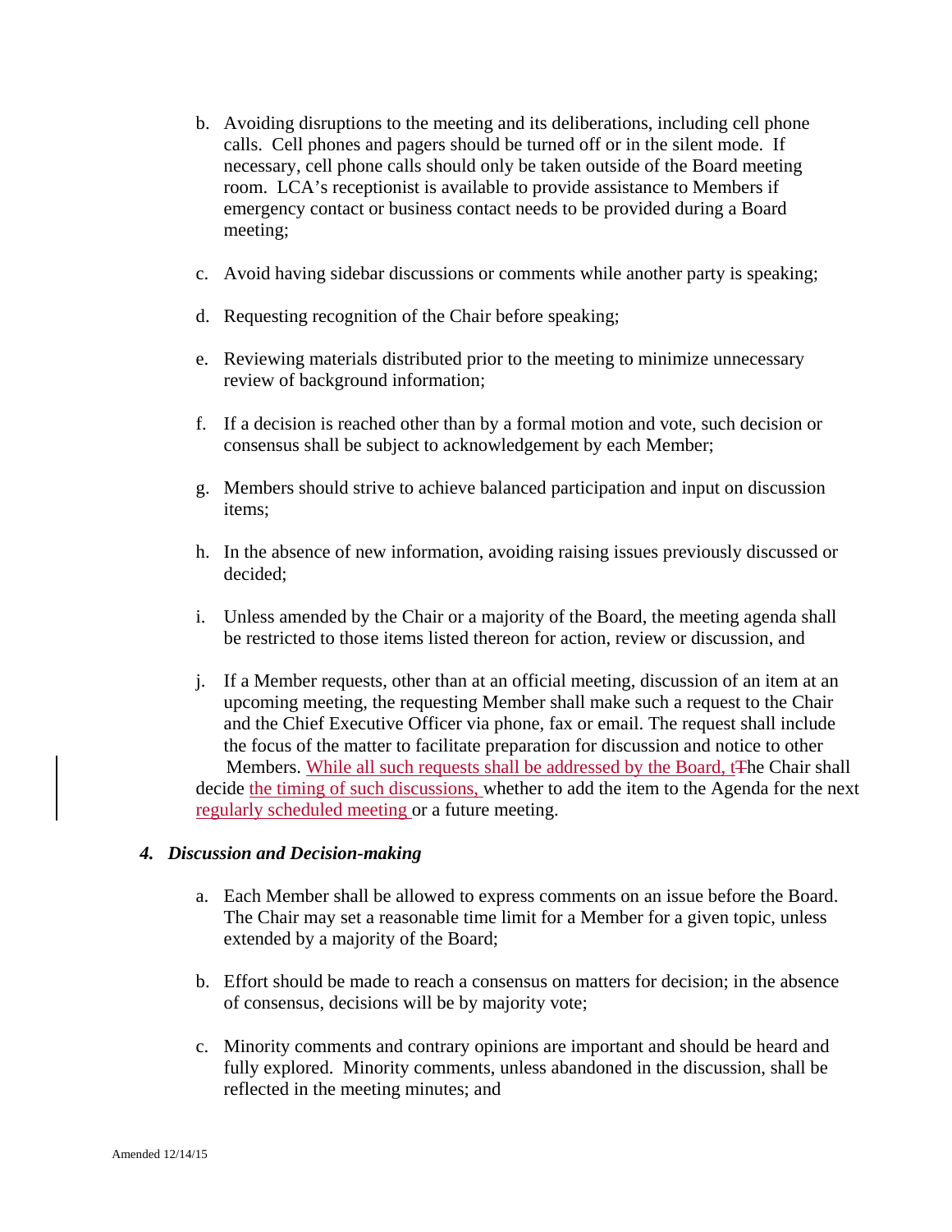b. Avoiding disruptions to the meeting and its deliberations, including cell phone calls. Cell phones and pagers should be turned off or in the silent mode. If necessary, cell phone calls should only be taken outside of the Board meeting room. LCA's receptionist is available to provide assistance to Members if emergency contact or business contact needs to be provided during a Board meeting;

c. Avoid having sidebar discussions or comments while another party is speaking;

d. Requesting recognition of the Chair before speaking;

e. Reviewing materials distributed prior to the meeting to minimize unnecessary review of background information;

f. If a decision is reached other than by a formal motion and vote, such decision or consensus shall be subject to acknowledgement by each Member;

g. Members should strive to achieve balanced participation and input on discussion items;

h. In the absence of new information, avoiding raising issues previously discussed or decided;

i. Unless amended by the Chair or a majority of the Board, the meeting agenda shall be restricted to those items listed thereon for action, review or discussion, and

j. If a Member requests, other than at an official meeting, discussion of an item at an upcoming meeting, the requesting Member shall make such a request to the Chair and the Chief Executive Officer via phone, fax or email. The request shall include the focus of the matter to facilitate preparation for discussion and notice to other Members. While all such requests shall be addressed by the Board, t~~T~~he Chair shall decide the timing of such discussions, whether to add the item to the Agenda for the next regularly scheduled meeting or a future meeting.

### *4. Discussion and Decision-making*

a. Each Member shall be allowed to express comments on an issue before the Board. The Chair may set a reasonable time limit for a Member for a given topic, unless extended by a majority of the Board;

b. Effort should be made to reach a consensus on matters for decision; in the absence of consensus, decisions will be by majority vote;

c. Minority comments and contrary opinions are important and should be heard and fully explored. Minority comments, unless abandoned in the discussion, shall be reflected in the meeting minutes; and

Amended 12/14/15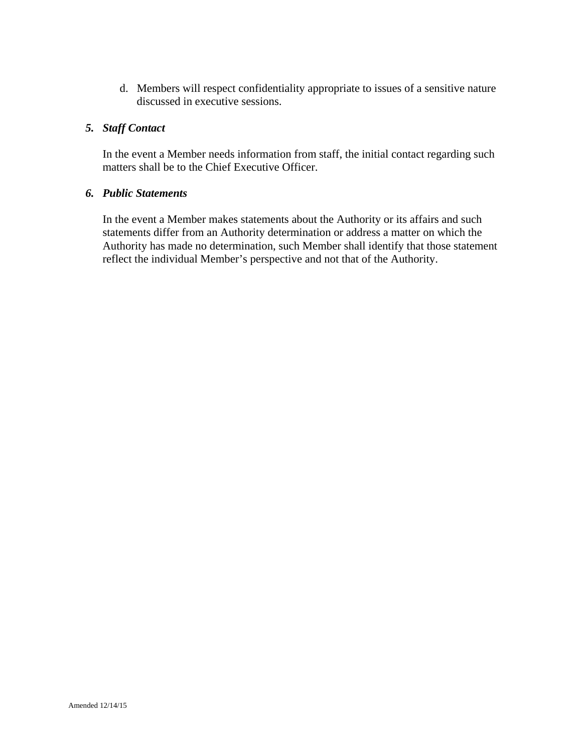d. Members will respect confidentiality appropriate to issues of a sensitive nature discussed in executive sessions.

### *5. Staff Contact*

In the event a Member needs information from staff, the initial contact regarding such matters shall be to the Chief Executive Officer.

### *6. Public Statements*

In the event a Member makes statements about the Authority or its affairs and such statements differ from an Authority determination or address a matter on which the Authority has made no determination, such Member shall identify that those statement reflect the individual Member's perspective and not that of the Authority.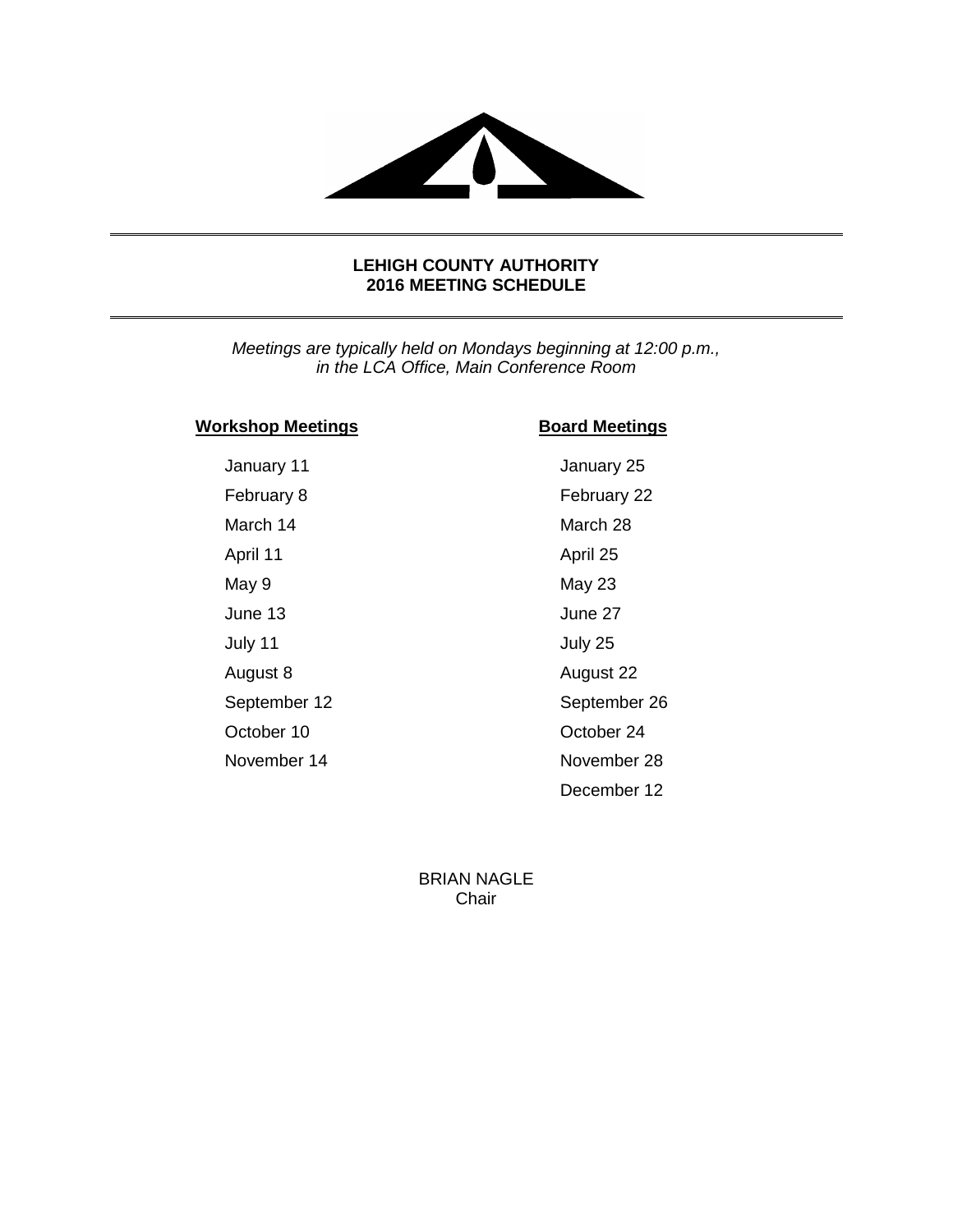**LEHIGH COUNTY AUTHORITY**
**2016 MEETING SCHEDULE**

*Meetings are typically held on Mondays beginning at 12:00 p.m., in the LCA Office, Main Conference Room*

| Workshop Meetings | Board Meetings |
|---|---|
| January 11 | January 25 |
| February 8 | February 22 |
| March 14 | March 28 |
| April 11 | April 25 |
| May 9 | May 23 |
| June 13 | June 27 |
| July 11 | July 25 |
| August 8 | August 22 |
| September 12 | September 26 |
| October 10 | October 24 |
| November 14 | November 28 |
| | December 12 |

BRIAN NAGLE
Chair